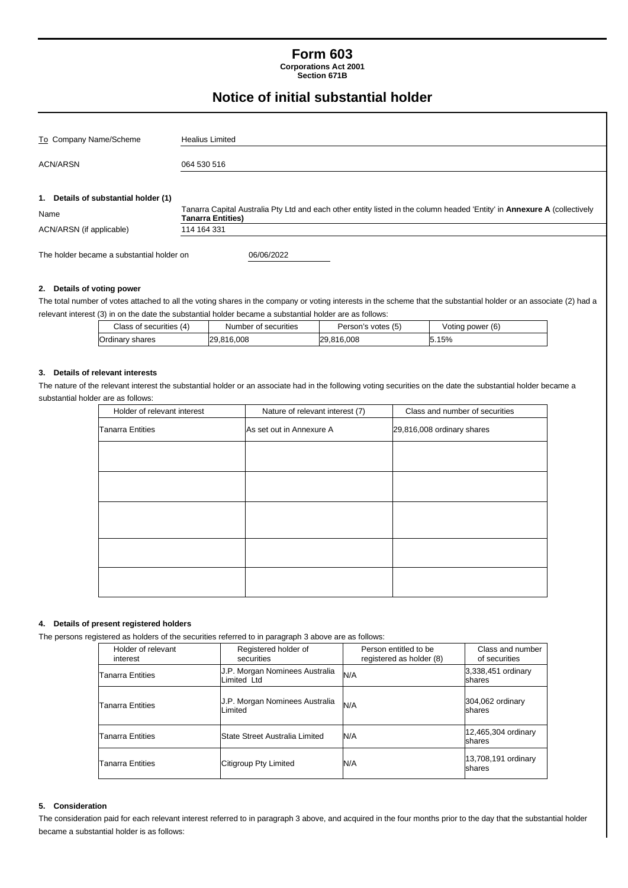# Form 603

**Corporations Act 2001**
**Section 671B**

## Notice of initial substantial holder

| | |
|---|---|
| To Company Name/Scheme | Healius Limited |
| ACN/ARSN | 064 530 516 |

### 1. Details of substantial holder (1)

| | |
|---|---|
| Name | Tanarra Capital Australia Pty Ltd and each other entity listed in the column headed 'Entity' in **Annexure A** (collectively **Tanarra Entities)** |
| ACN/ARSN (if applicable) | 114 164 331 |

The holder became a substantial holder on 06/06/2022

### 2. Details of voting power

The total number of votes attached to all the voting shares in the company or voting interests in the scheme that the substantial holder or an associate (2) had a relevant interest (3) in on the date the substantial holder became a substantial holder are as follows:

| Class of securities (4) | Number of securities | Person's votes (5) | Voting power (6) |
|---|---|---|---|
| Ordinary shares | 29,816,008 | 29,816,008 | 5.15% |

### 3. Details of relevant interests

The nature of the relevant interest the substantial holder or an associate had in the following voting securities on the date the substantial holder became a substantial holder are as follows:

| Holder of relevant interest | Nature of relevant interest (7) | Class and number of securities |
|---|---|---|
| Tanarra Entities | As set out in Annexure A | 29,816,008 ordinary shares |
| | | |
| | | |
| | | |
| | | |
| | | |

### 4. Details of present registered holders

The persons registered as holders of the securities referred to in paragraph 3 above are as follows:

| Holder of relevant interest | Registered holder of securities | Person entitled to be registered as holder (8) | Class and number of securities |
|---|---|---|---|
| Tanarra Entities | J.P. Morgan Nominees Australia Limited Ltd | N/A | 3,338,451 ordinary shares |
| Tanarra Entities | J.P. Morgan Nominees Australia Limited | N/A | 304,062 ordinary shares |
| Tanarra Entities | State Street Australia Limited | N/A | 12,465,304 ordinary shares |
| Tanarra Entities | Citigroup Pty Limited | N/A | 13,708,191 ordinary shares |

### 5. Consideration

The consideration paid for each relevant interest referred to in paragraph 3 above, and acquired in the four months prior to the day that the substantial holder became a substantial holder is as follows: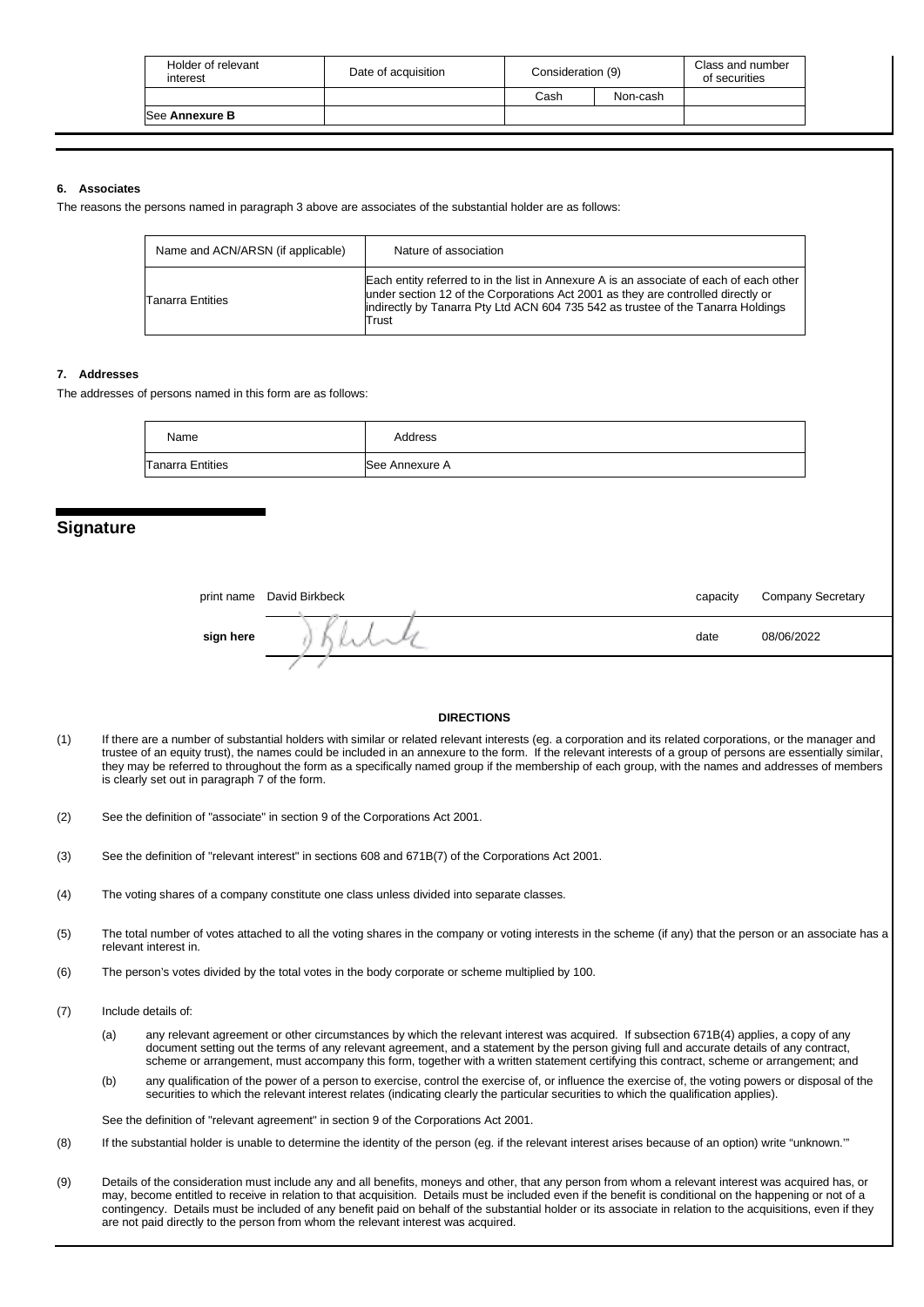| Holder of relevant interest | Date of acquisition | Consideration (9) | | Class and number of securities |
|---|---|---|---|---|
| | | Cash | Non-cash | |
| See **Annexure B** | | | | |

#### 6. Associates

The reasons the persons named in paragraph 3 above are associates of the substantial holder are as follows:

| Name and ACN/ARSN (if applicable) | Nature of association |
|---|---|
| Tanarra Entities | Each entity referred to in the list in Annexure A is an associate of each of each other under section 12 of the Corporations Act 2001 as they are controlled directly or indirectly by Tanarra Pty Ltd ACN 604 735 542 as trustee of the Tanarra Holdings Trust |

#### 7. Addresses

The addresses of persons named in this form are as follows:

| Name | Address |
|---|---|
| Tanarra Entities | See Annexure A |

## Signature

| print name | David Birkbeck | capacity | Company Secretary |
|---|---|---|---|
| **sign here** | | date | 08/06/2022 |

**DIRECTIONS**

(1) If there are a number of substantial holders with similar or related relevant interests (eg. a corporation and its related corporations, or the manager and trustee of an equity trust), the names could be included in an annexure to the form. If the relevant interests of a group of persons are essentially similar, they may be referred to throughout the form as a specifically named group if the membership of each group, with the names and addresses of members is clearly set out in paragraph 7 of the form.

(2) See the definition of "associate" in section 9 of the Corporations Act 2001.

(3) See the definition of "relevant interest" in sections 608 and 671B(7) of the Corporations Act 2001.

(4) The voting shares of a company constitute one class unless divided into separate classes.

(5) The total number of votes attached to all the voting shares in the company or voting interests in the scheme (if any) that the person or an associate has a relevant interest in.

(6) The person's votes divided by the total votes in the body corporate or scheme multiplied by 100.

(7) Include details of:

(a) any relevant agreement or other circumstances by which the relevant interest was acquired. If subsection 671B(4) applies, a copy of any document setting out the terms of any relevant agreement, and a statement by the person giving full and accurate details of any contract, scheme or arrangement, must accompany this form, together with a written statement certifying this contract, scheme or arrangement; and

(b) any qualification of the power of a person to exercise, control the exercise of, or influence the exercise of, the voting powers or disposal of the securities to which the relevant interest relates (indicating clearly the particular securities to which the qualification applies).

See the definition of "relevant agreement" in section 9 of the Corporations Act 2001.

(8) If the substantial holder is unable to determine the identity of the person (eg. if the relevant interest arises because of an option) write "unknown."

(9) Details of the consideration must include any and all benefits, moneys and other, that any person from whom a relevant interest was acquired has, or may, become entitled to receive in relation to that acquisition. Details must be included even if the benefit is conditional on the happening or not of a contingency. Details must be included of any benefit paid on behalf of the substantial holder or its associate in relation to the acquisitions, even if they are not paid directly to the person from whom the relevant interest was acquired.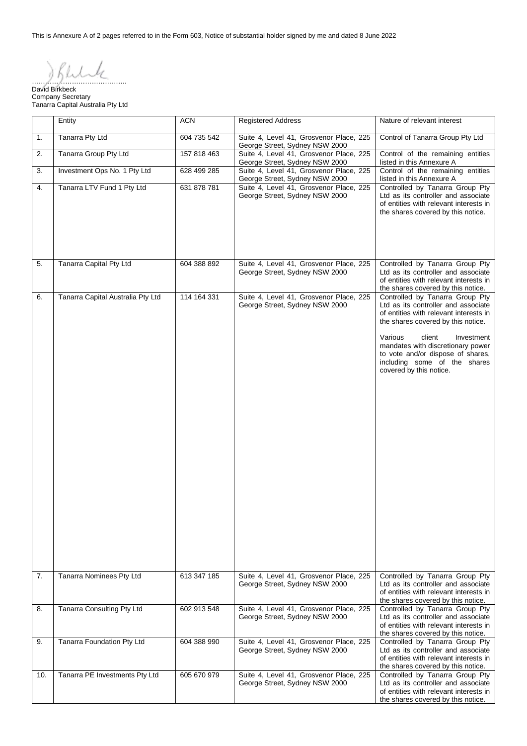This is Annexure A of 2 pages referred to in the Form 603, Notice of substantial holder signed by me and dated 8 June 2022

…………………………………
David Birkbeck
Company Secretary
Tanarra Capital Australia Pty Ltd

| | Entity | ACN | Registered Address | Nature of relevant interest |
|---|---|---|---|---|
| 1. | Tanarra Pty Ltd | 604 735 542 | Suite 4, Level 41, Grosvenor Place, 225 George Street, Sydney NSW 2000 | Control of Tanarra Group Pty Ltd |
| 2. | Tanarra Group Pty Ltd | 157 818 463 | Suite 4, Level 41, Grosvenor Place, 225 George Street, Sydney NSW 2000 | Control of the remaining entities listed in this Annexure A |
| 3. | Investment Ops No. 1 Pty Ltd | 628 499 285 | Suite 4, Level 41, Grosvenor Place, 225 George Street, Sydney NSW 2000 | Control of the remaining entities listed in this Annexure A |
| 4. | Tanarra LTV Fund 1 Pty Ltd | 631 878 781 | Suite 4, Level 41, Grosvenor Place, 225 George Street, Sydney NSW 2000 | Controlled by Tanarra Group Pty Ltd as its controller and associate of entities with relevant interests in the shares covered by this notice. |
| 5. | Tanarra Capital Pty Ltd | 604 388 892 | Suite 4, Level 41, Grosvenor Place, 225 George Street, Sydney NSW 2000 | Controlled by Tanarra Group Pty Ltd as its controller and associate of entities with relevant interests in the shares covered by this notice. |
| 6. | Tanarra Capital Australia Pty Ltd | 114 164 331 | Suite 4, Level 41, Grosvenor Place, 225 George Street, Sydney NSW 2000 | Controlled by Tanarra Group Pty Ltd as its controller and associate of entities with relevant interests in the shares covered by this notice.<br><br>Various client Investment mandates with discretionary power to vote and/or dispose of shares, including some of the shares covered by this notice. |
| 7. | Tanarra Nominees Pty Ltd | 613 347 185 | Suite 4, Level 41, Grosvenor Place, 225 George Street, Sydney NSW 2000 | Controlled by Tanarra Group Pty Ltd as its controller and associate of entities with relevant interests in the shares covered by this notice. |
| 8. | Tanarra Consulting Pty Ltd | 602 913 548 | Suite 4, Level 41, Grosvenor Place, 225 George Street, Sydney NSW 2000 | Controlled by Tanarra Group Pty Ltd as its controller and associate of entities with relevant interests in the shares covered by this notice. |
| 9. | Tanarra Foundation Pty Ltd | 604 388 990 | Suite 4, Level 41, Grosvenor Place, 225 George Street, Sydney NSW 2000 | Controlled by Tanarra Group Pty Ltd as its controller and associate of entities with relevant interests in the shares covered by this notice. |
| 10. | Tanarra PE Investments Pty Ltd | 605 670 979 | Suite 4, Level 41, Grosvenor Place, 225 George Street, Sydney NSW 2000 | Controlled by Tanarra Group Pty Ltd as its controller and associate of entities with relevant interests in the shares covered by this notice. |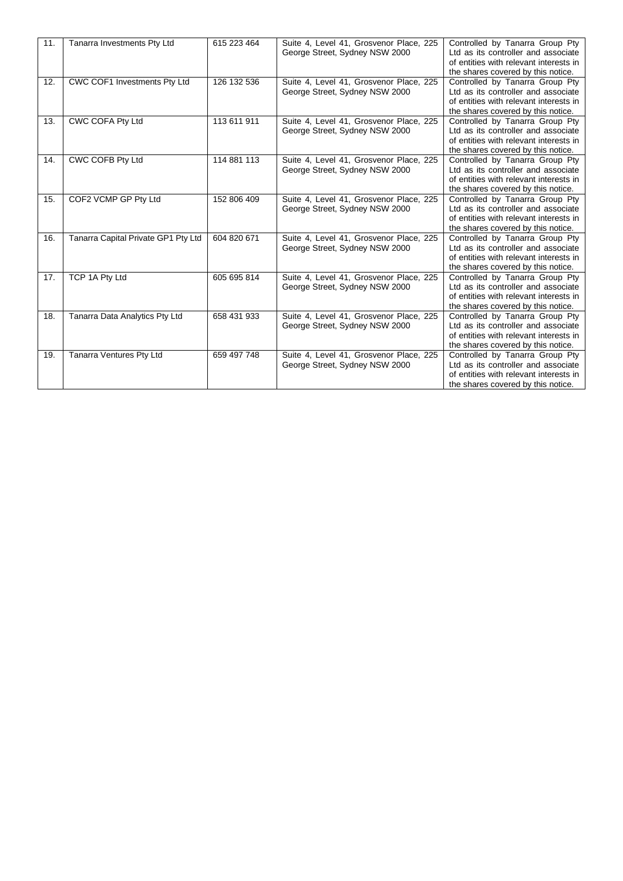| 11. | Tanarra Investments Pty Ltd | 615 223 464 | Suite 4, Level 41, Grosvenor Place, 225 George Street, Sydney NSW 2000 | Controlled by Tanarra Group Pty Ltd as its controller and associate of entities with relevant interests in the shares covered by this notice. |
|---|---|---|---|---|
| 12. | CWC COF1 Investments Pty Ltd | 126 132 536 | Suite 4, Level 41, Grosvenor Place, 225 George Street, Sydney NSW 2000 | Controlled by Tanarra Group Pty Ltd as its controller and associate of entities with relevant interests in the shares covered by this notice. |
| 13. | CWC COFA Pty Ltd | 113 611 911 | Suite 4, Level 41, Grosvenor Place, 225 George Street, Sydney NSW 2000 | Controlled by Tanarra Group Pty Ltd as its controller and associate of entities with relevant interests in the shares covered by this notice. |
| 14. | CWC COFB Pty Ltd | 114 881 113 | Suite 4, Level 41, Grosvenor Place, 225 George Street, Sydney NSW 2000 | Controlled by Tanarra Group Pty Ltd as its controller and associate of entities with relevant interests in the shares covered by this notice. |
| 15. | COF2 VCMP GP Pty Ltd | 152 806 409 | Suite 4, Level 41, Grosvenor Place, 225 George Street, Sydney NSW 2000 | Controlled by Tanarra Group Pty Ltd as its controller and associate of entities with relevant interests in the shares covered by this notice. |
| 16. | Tanarra Capital Private GP1 Pty Ltd | 604 820 671 | Suite 4, Level 41, Grosvenor Place, 225 George Street, Sydney NSW 2000 | Controlled by Tanarra Group Pty Ltd as its controller and associate of entities with relevant interests in the shares covered by this notice. |
| 17. | TCP 1A Pty Ltd | 605 695 814 | Suite 4, Level 41, Grosvenor Place, 225 George Street, Sydney NSW 2000 | Controlled by Tanarra Group Pty Ltd as its controller and associate of entities with relevant interests in the shares covered by this notice. |
| 18. | Tanarra Data Analytics Pty Ltd | 658 431 933 | Suite 4, Level 41, Grosvenor Place, 225 George Street, Sydney NSW 2000 | Controlled by Tanarra Group Pty Ltd as its controller and associate of entities with relevant interests in the shares covered by this notice. |
| 19. | Tanarra Ventures Pty Ltd | 659 497 748 | Suite 4, Level 41, Grosvenor Place, 225 George Street, Sydney NSW 2000 | Controlled by Tanarra Group Pty Ltd as its controller and associate of entities with relevant interests in the shares covered by this notice. |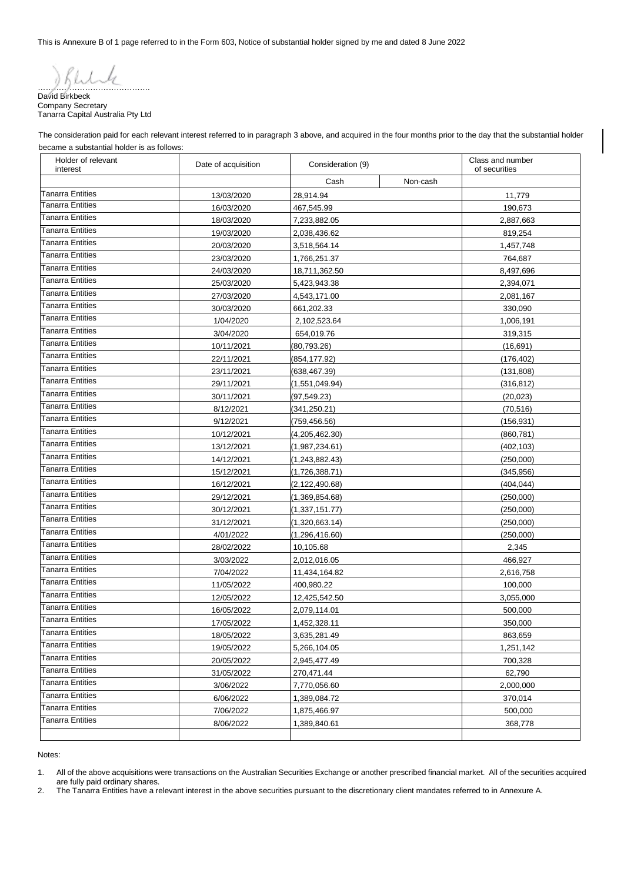This is Annexure B of 1 page referred to in the Form 603, Notice of substantial holder signed by me and dated 8 June 2022

……………………………………
David Birkbeck
Company Secretary
Tanarra Capital Australia Pty Ltd

The consideration paid for each relevant interest referred to in paragraph 3 above, and acquired in the four months prior to the day that the substantial holder became a substantial holder is as follows:

| Holder of relevant interest | Date of acquisition | Consideration (9) | | Class and number of securities |
|---|---|---|---|---|
| | | Cash | Non-cash | |
| Tanarra Entities | 13/03/2020 | 28,914.94 | | 11,779 |
| Tanarra Entities | 16/03/2020 | 467,545.99 | | 190,673 |
| Tanarra Entities | 18/03/2020 | 7,233,882.05 | | 2,887,663 |
| Tanarra Entities | 19/03/2020 | 2,038,436.62 | | 819,254 |
| Tanarra Entities | 20/03/2020 | 3,518,564.14 | | 1,457,748 |
| Tanarra Entities | 23/03/2020 | 1,766,251.37 | | 764,687 |
| Tanarra Entities | 24/03/2020 | 18,711,362.50 | | 8,497,696 |
| Tanarra Entities | 25/03/2020 | 5,423,943.38 | | 2,394,071 |
| Tanarra Entities | 27/03/2020 | 4,543,171.00 | | 2,081,167 |
| Tanarra Entities | 30/03/2020 | 661,202.33 | | 330,090 |
| Tanarra Entities | 1/04/2020 | 2,102,523.64 | | 1,006,191 |
| Tanarra Entities | 3/04/2020 | 654,019.76 | | 319,315 |
| Tanarra Entities | 10/11/2021 | (80,793.26) | | (16,691) |
| Tanarra Entities | 22/11/2021 | (854,177.92) | | (176,402) |
| Tanarra Entities | 23/11/2021 | (638,467.39) | | (131,808) |
| Tanarra Entities | 29/11/2021 | (1,551,049.94) | | (316,812) |
| Tanarra Entities | 30/11/2021 | (97,549.23) | | (20,023) |
| Tanarra Entities | 8/12/2021 | (341,250.21) | | (70,516) |
| Tanarra Entities | 9/12/2021 | (759,456.56) | | (156,931) |
| Tanarra Entities | 10/12/2021 | (4,205,462.30) | | (860,781) |
| Tanarra Entities | 13/12/2021 | (1,987,234.61) | | (402,103) |
| Tanarra Entities | 14/12/2021 | (1,243,882.43) | | (250,000) |
| Tanarra Entities | 15/12/2021 | (1,726,388.71) | | (345,956) |
| Tanarra Entities | 16/12/2021 | (2,122,490.68) | | (404,044) |
| Tanarra Entities | 29/12/2021 | (1,369,854.68) | | (250,000) |
| Tanarra Entities | 30/12/2021 | (1,337,151.77) | | (250,000) |
| Tanarra Entities | 31/12/2021 | (1,320,663.14) | | (250,000) |
| Tanarra Entities | 4/01/2022 | (1,296,416.60) | | (250,000) |
| Tanarra Entities | 28/02/2022 | 10,105.68 | | 2,345 |
| Tanarra Entities | 3/03/2022 | 2,012,016.05 | | 466,927 |
| Tanarra Entities | 7/04/2022 | 11,434,164.82 | | 2,616,758 |
| Tanarra Entities | 11/05/2022 | 400,980.22 | | 100,000 |
| Tanarra Entities | 12/05/2022 | 12,425,542.50 | | 3,055,000 |
| Tanarra Entities | 16/05/2022 | 2,079,114.01 | | 500,000 |
| Tanarra Entities | 17/05/2022 | 1,452,328.11 | | 350,000 |
| Tanarra Entities | 18/05/2022 | 3,635,281.49 | | 863,659 |
| Tanarra Entities | 19/05/2022 | 5,266,104.05 | | 1,251,142 |
| Tanarra Entities | 20/05/2022 | 2,945,477.49 | | 700,328 |
| Tanarra Entities | 31/05/2022 | 270,471.44 | | 62,790 |
| Tanarra Entities | 3/06/2022 | 7,770,056.60 | | 2,000,000 |
| Tanarra Entities | 6/06/2022 | 1,389,084.72 | | 370,014 |
| Tanarra Entities | 7/06/2022 | 1,875,466.97 | | 500,000 |
| Tanarra Entities | 8/06/2022 | 1,389,840.61 | | 368,778 |
| | | | | |

Notes:

1. All of the above acquisitions were transactions on the Australian Securities Exchange or another prescribed financial market. All of the securities acquired are fully paid ordinary shares.
2. The Tanarra Entities have a relevant interest in the above securities pursuant to the discretionary client mandates referred to in Annexure A.